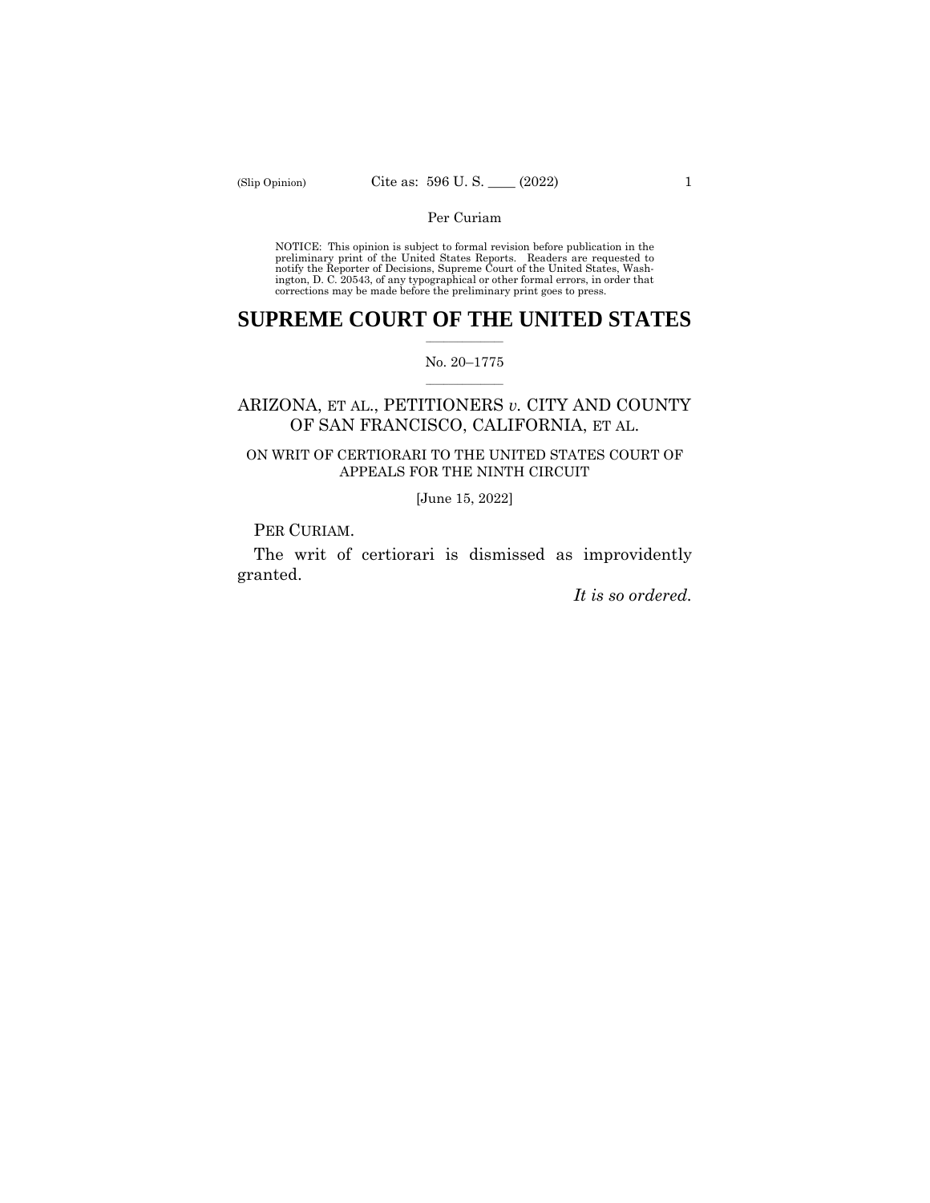NOTICE: This opinion is subject to formal revision before publication in the preliminary print of the United States Reports. Readers are requested to notify the Reporter of Decisions, Supreme Court of the United States, Washington, D. C. 20543, of any typographical or other formal errors, in order that corrections may be made before the preliminary print goes to press.

# SUPREME COURT OF THE UNITED STATES

No. 20–1775

## ARIZONA, ET AL., PETITIONERS *v.* CITY AND COUNTY OF SAN FRANCISCO, CALIFORNIA, ET AL.

ON WRIT OF CERTIORARI TO THE UNITED STATES COURT OF APPEALS FOR THE NINTH CIRCUIT

[June 15, 2022]

PER CURIAM.

The writ of certiorari is dismissed as improvidently granted.

*It is so ordered.*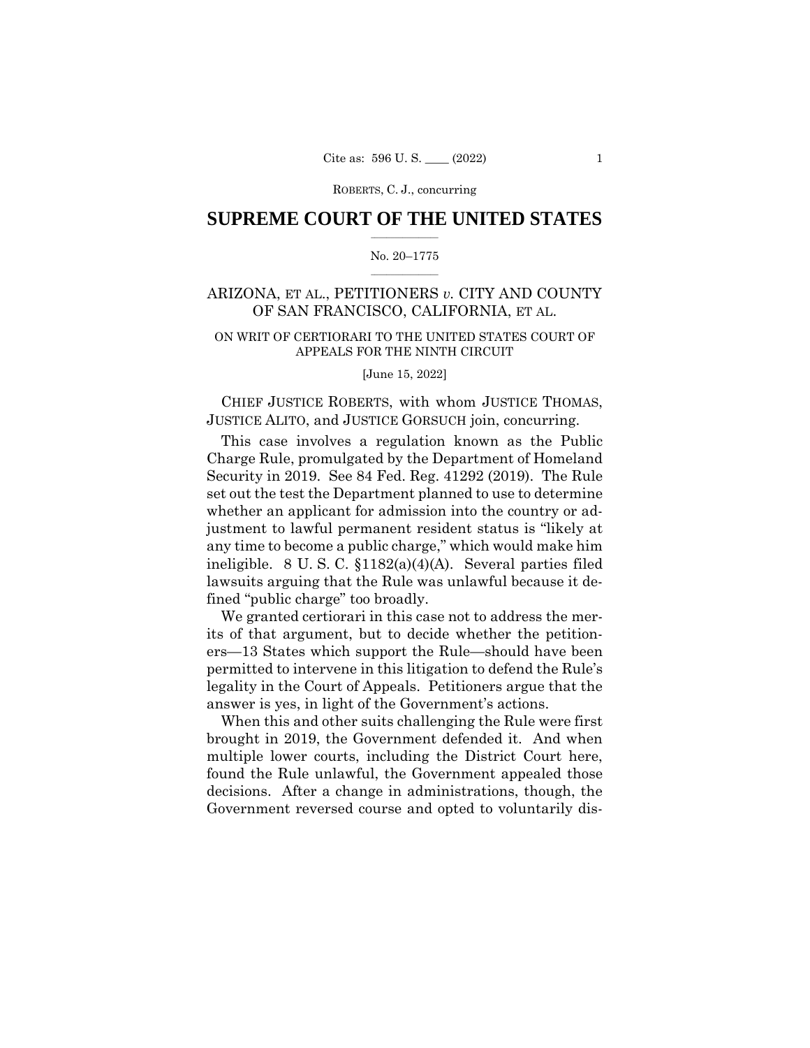# SUPREME COURT OF THE UNITED STATES

No. 20–1775

## ARIZONA, ET AL., PETITIONERS *v.* CITY AND COUNTY OF SAN FRANCISCO, CALIFORNIA, ET AL.

ON WRIT OF CERTIORARI TO THE UNITED STATES COURT OF APPEALS FOR THE NINTH CIRCUIT

[June 15, 2022]

CHIEF JUSTICE ROBERTS, with whom JUSTICE THOMAS, JUSTICE ALITO, and JUSTICE GORSUCH join, concurring.

This case involves a regulation known as the Public Charge Rule, promulgated by the Department of Homeland Security in 2019. See 84 Fed. Reg. 41292 (2019). The Rule set out the test the Department planned to use to determine whether an applicant for admission into the country or adjustment to lawful permanent resident status is "likely at any time to become a public charge," which would make him ineligible. 8 U. S. C. §1182(a)(4)(A). Several parties filed lawsuits arguing that the Rule was unlawful because it defined "public charge" too broadly.

We granted certiorari in this case not to address the merits of that argument, but to decide whether the petitioners—13 States which support the Rule—should have been permitted to intervene in this litigation to defend the Rule's legality in the Court of Appeals. Petitioners argue that the answer is yes, in light of the Government's actions.

When this and other suits challenging the Rule were first brought in 2019, the Government defended it. And when multiple lower courts, including the District Court here, found the Rule unlawful, the Government appealed those decisions. After a change in administrations, though, the Government reversed course and opted to voluntarily dis-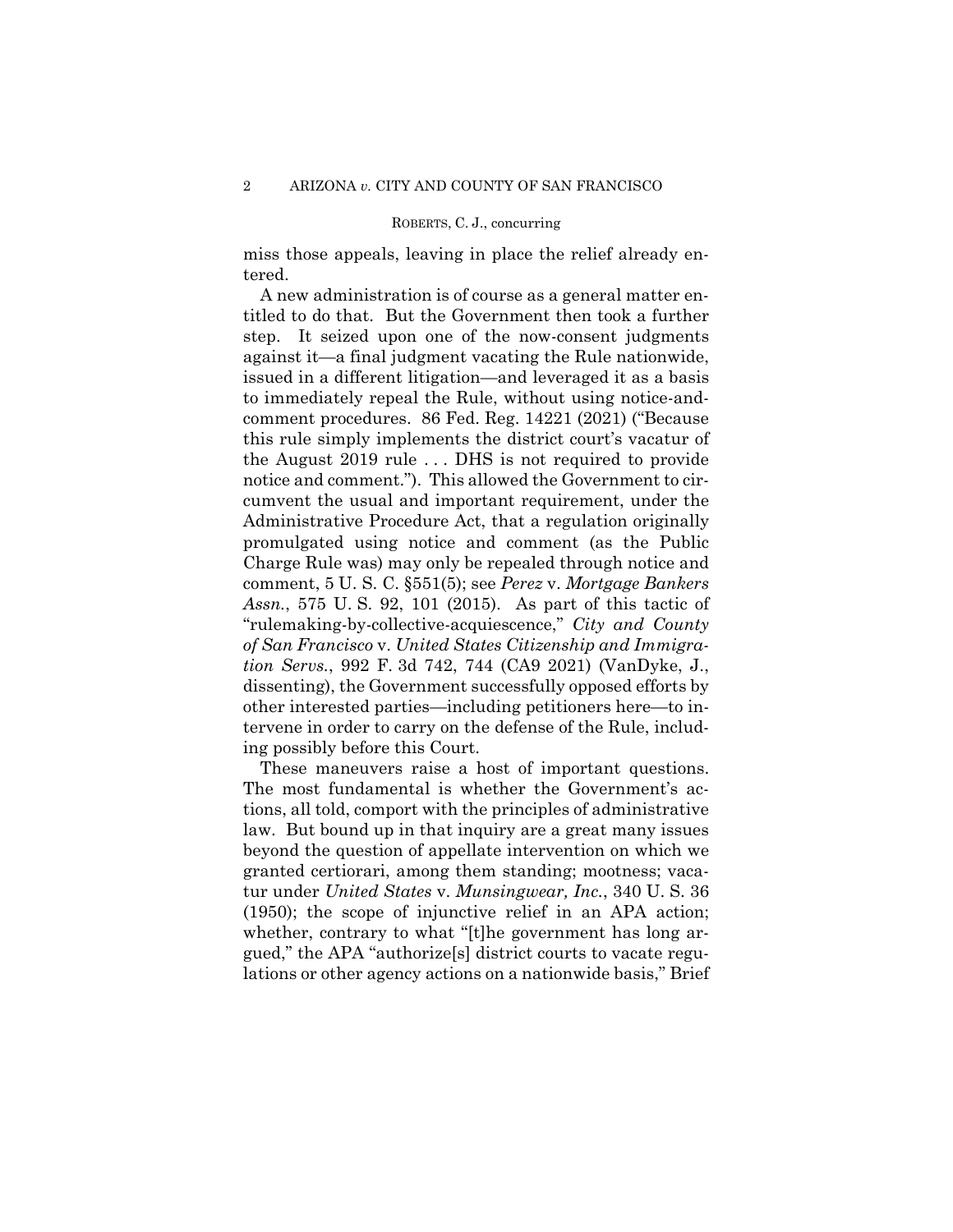miss those appeals, leaving in place the relief already entered.

A new administration is of course as a general matter entitled to do that. But the Government then took a further step. It seized upon one of the now-consent judgments against it—a final judgment vacating the Rule nationwide, issued in a different litigation—and leveraged it as a basis to immediately repeal the Rule, without using notice-and-comment procedures. 86 Fed. Reg. 14221 (2021) ("Because this rule simply implements the district court's vacatur of the August 2019 rule . . . DHS is not required to provide notice and comment."). This allowed the Government to circumvent the usual and important requirement, under the Administrative Procedure Act, that a regulation originally promulgated using notice and comment (as the Public Charge Rule was) may only be repealed through notice and comment, 5 U. S. C. §551(5); see *Perez* v. *Mortgage Bankers Assn.*, 575 U. S. 92, 101 (2015). As part of this tactic of "rulemaking-by-collective-acquiescence," *City and County of San Francisco* v. *United States Citizenship and Immigration Servs.*, 992 F. 3d 742, 744 (CA9 2021) (VanDyke, J., dissenting), the Government successfully opposed efforts by other interested parties—including petitioners here—to intervene in order to carry on the defense of the Rule, including possibly before this Court.

These maneuvers raise a host of important questions. The most fundamental is whether the Government's actions, all told, comport with the principles of administrative law. But bound up in that inquiry are a great many issues beyond the question of appellate intervention on which we granted certiorari, among them standing; mootness; vacatur under *United States* v. *Munsingwear, Inc.*, 340 U. S. 36 (1950); the scope of injunctive relief in an APA action; whether, contrary to what "[t]he government has long argued," the APA "authorize[s] district courts to vacate regulations or other agency actions on a nationwide basis," Brief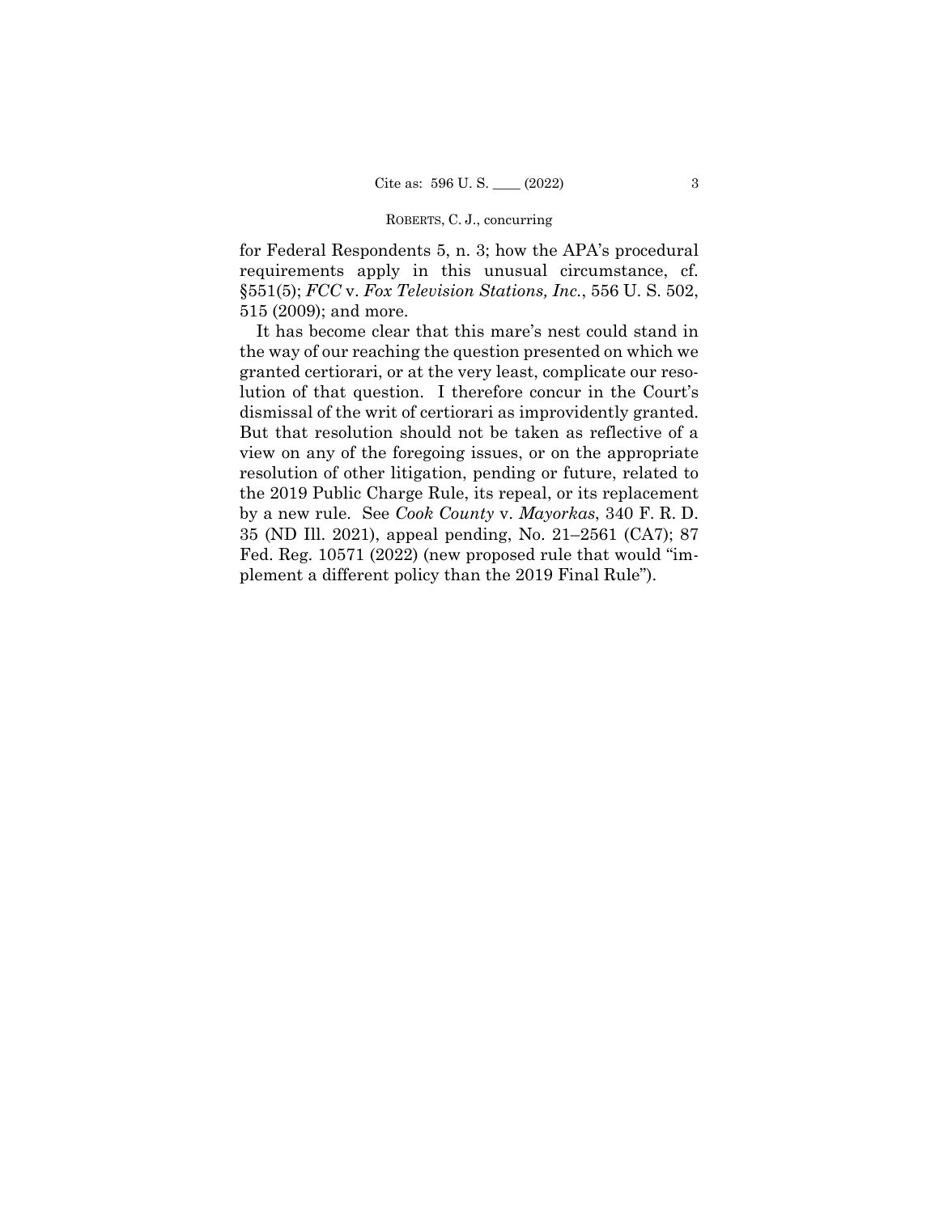for Federal Respondents 5, n. 3; how the APA's procedural requirements apply in this unusual circumstance, cf. §551(5); *FCC* v. *Fox Television Stations, Inc.*, 556 U. S. 502, 515 (2009); and more.

It has become clear that this mare's nest could stand in the way of our reaching the question presented on which we granted certiorari, or at the very least, complicate our resolution of that question. I therefore concur in the Court's dismissal of the writ of certiorari as improvidently granted. But that resolution should not be taken as reflective of a view on any of the foregoing issues, or on the appropriate resolution of other litigation, pending or future, related to the 2019 Public Charge Rule, its repeal, or its replacement by a new rule. See *Cook County* v. *Mayorkas*, 340 F. R. D. 35 (ND Ill. 2021), appeal pending, No. 21–2561 (CA7); 87 Fed. Reg. 10571 (2022) (new proposed rule that would "implement a different policy than the 2019 Final Rule").